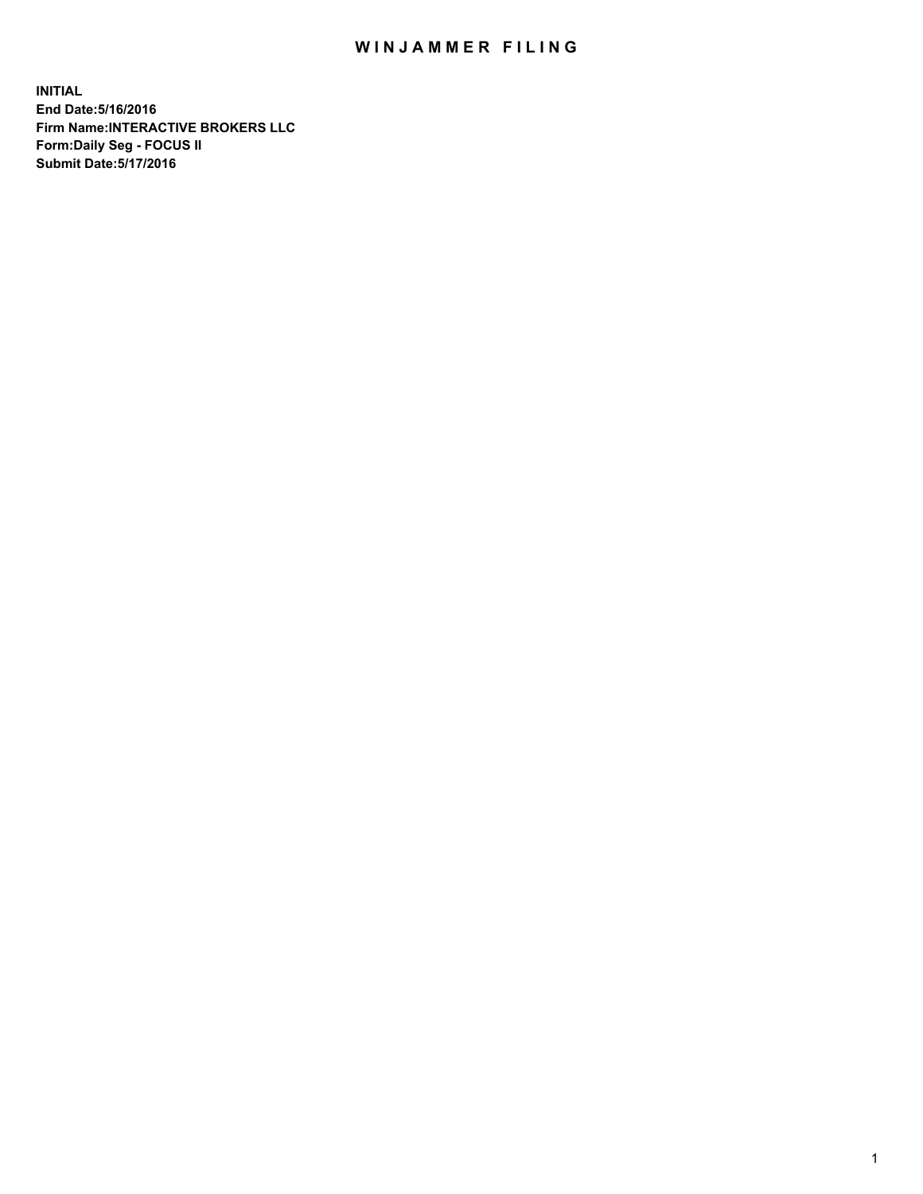# WINJAMMER FILING

**INITIAL**
**End Date:5/16/2016**
**Firm Name:INTERACTIVE BROKERS LLC**
**Form:Daily Seg - FOCUS II**
**Submit Date:5/17/2016**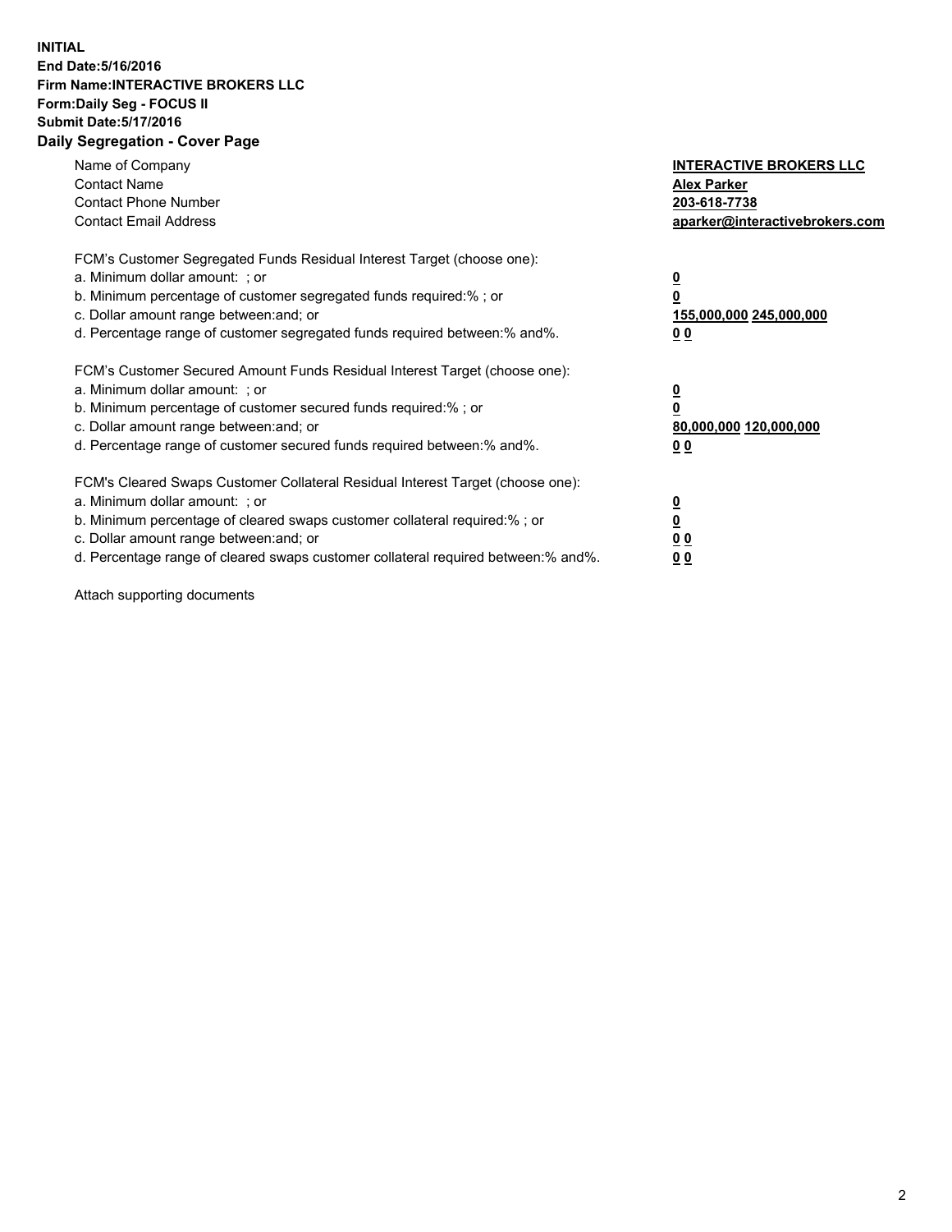**INITIAL**
**End Date:5/16/2016**
**Firm Name:INTERACTIVE BROKERS LLC**
**Form:Daily Seg - FOCUS II**
**Submit Date:5/17/2016**
**Daily Segregation - Cover Page**

| | |
|---|---|
| Name of Company | **INTERACTIVE BROKERS LLC** |
| Contact Name | **Alex Parker** |
| Contact Phone Number | **203-618-7738** |
| Contact Email Address | **aparker@interactivebrokers.com** |

| | |
|---|---|
| FCM's Customer Segregated Funds Residual Interest Target (choose one): | |
| a. Minimum dollar amount: ; or | **0** |
| b. Minimum percentage of customer segregated funds required:% ; or | **0** |
| c. Dollar amount range between:and; or | **155,000,000 245,000,000** |
| d. Percentage range of customer segregated funds required between:% and%. | **0 0** |
| FCM's Customer Secured Amount Funds Residual Interest Target (choose one): | |
| a. Minimum dollar amount: ; or | **0** |
| b. Minimum percentage of customer secured funds required:% ; or | **0** |
| c. Dollar amount range between:and; or | **80,000,000 120,000,000** |
| d. Percentage range of customer secured funds required between:% and%. | **0 0** |
| FCM's Cleared Swaps Customer Collateral Residual Interest Target (choose one): | |
| a. Minimum dollar amount: ; or | **0** |
| b. Minimum percentage of cleared swaps customer collateral required:% ; or | **0** |
| c. Dollar amount range between:and; or | **0 0** |
| d. Percentage range of cleared swaps customer collateral required between:% and%. | **0 0** |

Attach supporting documents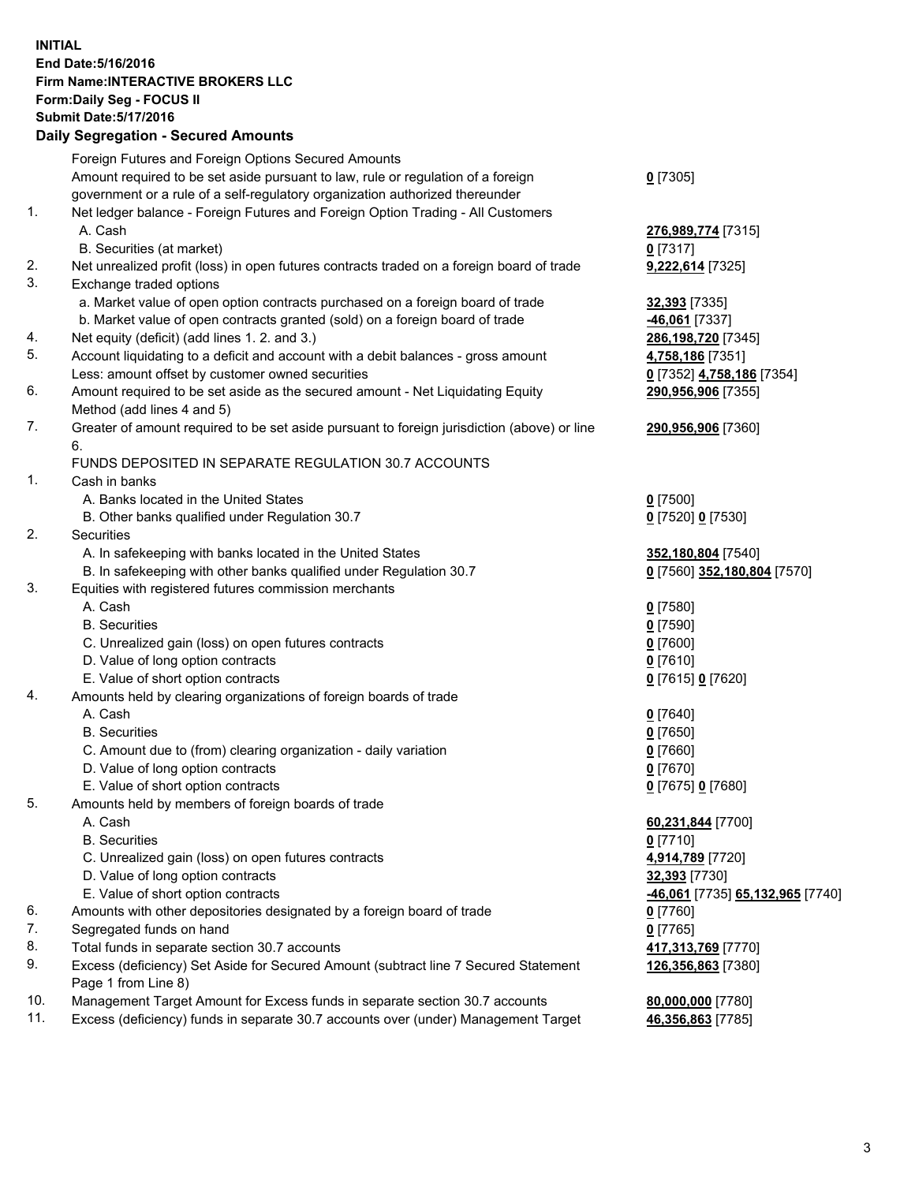**INITIAL**
**End Date:5/16/2016**
**Firm Name:INTERACTIVE BROKERS LLC**
**Form:Daily Seg - FOCUS II**
**Submit Date:5/17/2016**

## Daily Segregation - Secured Amounts

| | | |
|---|---|---|
| | Foreign Futures and Foreign Options Secured Amounts | |
| | Amount required to be set aside pursuant to law, rule or regulation of a foreign government or a rule of a self-regulatory organization authorized thereunder | **0** [7305] |
| 1. | Net ledger balance - Foreign Futures and Foreign Option Trading - All Customers | |
| | A. Cash | **276,989,774** [7315] |
| | B. Securities (at market) | **0** [7317] |
| 2. | Net unrealized profit (loss) in open futures contracts traded on a foreign board of trade | **9,222,614** [7325] |
| 3. | Exchange traded options | |
| | a. Market value of open option contracts purchased on a foreign board of trade | **32,393** [7335] |
| | b. Market value of open contracts granted (sold) on a foreign board of trade | **-46,061** [7337] |
| 4. | Net equity (deficit) (add lines 1. 2. and 3.) | **286,198,720** [7345] |
| 5. | Account liquidating to a deficit and account with a debit balances - gross amount | **4,758,186** [7351] |
| | Less: amount offset by customer owned securities | **0** [7352] **4,758,186** [7354] |
| 6. | Amount required to be set aside as the secured amount - Net Liquidating Equity Method (add lines 4 and 5) | **290,956,906** [7355] |
| 7. | Greater of amount required to be set aside pursuant to foreign jurisdiction (above) or line 6. | **290,956,906** [7360] |
| | FUNDS DEPOSITED IN SEPARATE REGULATION 30.7 ACCOUNTS | |
| 1. | Cash in banks | |
| | A. Banks located in the United States | **0** [7500] |
| | B. Other banks qualified under Regulation 30.7 | **0** [7520] **0** [7530] |
| 2. | Securities | |
| | A. In safekeeping with banks located in the United States | **352,180,804** [7540] |
| | B. In safekeeping with other banks qualified under Regulation 30.7 | **0** [7560] **352,180,804** [7570] |
| 3. | Equities with registered futures commission merchants | |
| | A. Cash | **0** [7580] |
| | B. Securities | **0** [7590] |
| | C. Unrealized gain (loss) on open futures contracts | **0** [7600] |
| | D. Value of long option contracts | **0** [7610] |
| | E. Value of short option contracts | **0** [7615] **0** [7620] |
| 4. | Amounts held by clearing organizations of foreign boards of trade | |
| | A. Cash | **0** [7640] |
| | B. Securities | **0** [7650] |
| | C. Amount due to (from) clearing organization - daily variation | **0** [7660] |
| | D. Value of long option contracts | **0** [7670] |
| | E. Value of short option contracts | **0** [7675] **0** [7680] |
| 5. | Amounts held by members of foreign boards of trade | |
| | A. Cash | **60,231,844** [7700] |
| | B. Securities | **0** [7710] |
| | C. Unrealized gain (loss) on open futures contracts | **4,914,789** [7720] |
| | D. Value of long option contracts | **32,393** [7730] |
| | E. Value of short option contracts | **-46,061** [7735] **65,132,965** [7740] |
| 6. | Amounts with other depositories designated by a foreign board of trade | **0** [7760] |
| 7. | Segregated funds on hand | **0** [7765] |
| 8. | Total funds in separate section 30.7 accounts | **417,313,769** [7770] |
| 9. | Excess (deficiency) Set Aside for Secured Amount (subtract line 7 Secured Statement Page 1 from Line 8) | **126,356,863** [7380] |
| 10. | Management Target Amount for Excess funds in separate section 30.7 accounts | **80,000,000** [7780] |
| 11. | Excess (deficiency) funds in separate 30.7 accounts over (under) Management Target | **46,356,863** [7785] |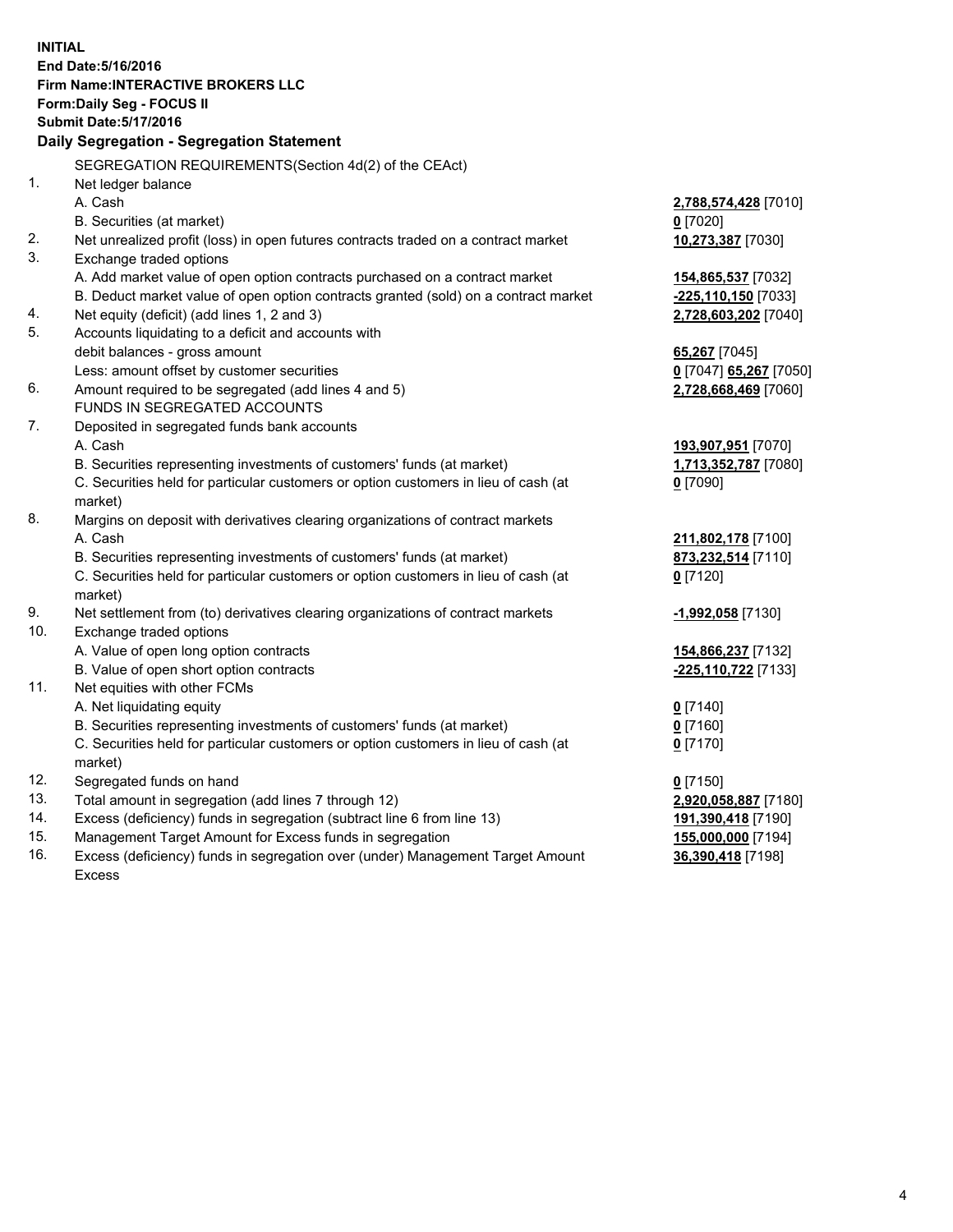**INITIAL**
**End Date:5/16/2016**
**Firm Name:INTERACTIVE BROKERS LLC**
**Form:Daily Seg - FOCUS II**
**Submit Date:5/17/2016**

**Daily Segregation - Segregation Statement**

| | | |
|---|---|---|
| | SEGREGATION REQUIREMENTS(Section 4d(2) of the CEAct) | |
| 1. | Net ledger balance | |
| | A. Cash | **2,788,574,428** [7010] |
| | B. Securities (at market) | **0** [7020] |
| 2. | Net unrealized profit (loss) in open futures contracts traded on a contract market | **10,273,387** [7030] |
| 3. | Exchange traded options | |
| | A. Add market value of open option contracts purchased on a contract market | **154,865,537** [7032] |
| | B. Deduct market value of open option contracts granted (sold) on a contract market | **-225,110,150** [7033] |
| 4. | Net equity (deficit) (add lines 1, 2 and 3) | **2,728,603,202** [7040] |
| 5. | Accounts liquidating to a deficit and accounts with | |
| | debit balances - gross amount | **65,267** [7045] |
| | Less: amount offset by customer securities | **0** [7047] **65,267** [7050] |
| 6. | Amount required to be segregated (add lines 4 and 5) | **2,728,668,469** [7060] |
| | FUNDS IN SEGREGATED ACCOUNTS | |
| 7. | Deposited in segregated funds bank accounts | |
| | A. Cash | **193,907,951** [7070] |
| | B. Securities representing investments of customers' funds (at market) | **1,713,352,787** [7080] |
| | C. Securities held for particular customers or option customers in lieu of cash (at market) | **0** [7090] |
| 8. | Margins on deposit with derivatives clearing organizations of contract markets | |
| | A. Cash | **211,802,178** [7100] |
| | B. Securities representing investments of customers' funds (at market) | **873,232,514** [7110] |
| | C. Securities held for particular customers or option customers in lieu of cash (at market) | **0** [7120] |
| 9. | Net settlement from (to) derivatives clearing organizations of contract markets | **-1,992,058** [7130] |
| 10. | Exchange traded options | |
| | A. Value of open long option contracts | **154,866,237** [7132] |
| | B. Value of open short option contracts | **-225,110,722** [7133] |
| 11. | Net equities with other FCMs | |
| | A. Net liquidating equity | **0** [7140] |
| | B. Securities representing investments of customers' funds (at market) | **0** [7160] |
| | C. Securities held for particular customers or option customers in lieu of cash (at market) | **0** [7170] |
| 12. | Segregated funds on hand | **0** [7150] |
| 13. | Total amount in segregation (add lines 7 through 12) | **2,920,058,887** [7180] |
| 14. | Excess (deficiency) funds in segregation (subtract line 6 from line 13) | **191,390,418** [7190] |
| 15. | Management Target Amount for Excess funds in segregation | **155,000,000** [7194] |
| 16. | Excess (deficiency) funds in segregation over (under) Management Target Amount Excess | **36,390,418** [7198] |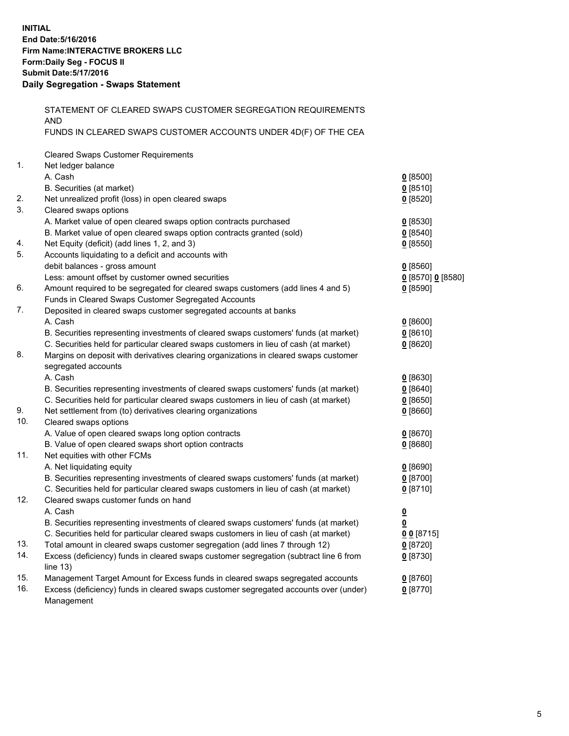**INITIAL**
**End Date:5/16/2016**
**Firm Name:INTERACTIVE BROKERS LLC**
**Form:Daily Seg - FOCUS II**
**Submit Date:5/17/2016**
**Daily Segregation - Swaps Statement**

STATEMENT OF CLEARED SWAPS CUSTOMER SEGREGATION REQUIREMENTS
AND
FUNDS IN CLEARED SWAPS CUSTOMER ACCOUNTS UNDER 4D(F) OF THE CEA

| | | |
|---|---|---|
| | Cleared Swaps Customer Requirements | |
| 1. | Net ledger balance | |
| | A. Cash | 0 [8500] |
| | B. Securities (at market) | 0 [8510] |
| 2. | Net unrealized profit (loss) in open cleared swaps | 0 [8520] |
| 3. | Cleared swaps options | |
| | A. Market value of open cleared swaps option contracts purchased | 0 [8530] |
| | B. Market value of open cleared swaps option contracts granted (sold) | 0 [8540] |
| 4. | Net Equity (deficit) (add lines 1, 2, and 3) | 0 [8550] |
| 5. | Accounts liquidating to a deficit and accounts with | |
| | debit balances - gross amount | 0 [8560] |
| | Less: amount offset by customer owned securities | 0 [8570] 0 [8580] |
| 6. | Amount required to be segregated for cleared swaps customers (add lines 4 and 5) | 0 [8590] |
| | Funds in Cleared Swaps Customer Segregated Accounts | |
| 7. | Deposited in cleared swaps customer segregated accounts at banks | |
| | A. Cash | 0 [8600] |
| | B. Securities representing investments of cleared swaps customers' funds (at market) | 0 [8610] |
| | C. Securities held for particular cleared swaps customers in lieu of cash (at market) | 0 [8620] |
| 8. | Margins on deposit with derivatives clearing organizations in cleared swaps customer segregated accounts | |
| | A. Cash | 0 [8630] |
| | B. Securities representing investments of cleared swaps customers' funds (at market) | 0 [8640] |
| | C. Securities held for particular cleared swaps customers in lieu of cash (at market) | 0 [8650] |
| 9. | Net settlement from (to) derivatives clearing organizations | 0 [8660] |
| 10. | Cleared swaps options | |
| | A. Value of open cleared swaps long option contracts | 0 [8670] |
| | B. Value of open cleared swaps short option contracts | 0 [8680] |
| 11. | Net equities with other FCMs | |
| | A. Net liquidating equity | 0 [8690] |
| | B. Securities representing investments of cleared swaps customers' funds (at market) | 0 [8700] |
| | C. Securities held for particular cleared swaps customers in lieu of cash (at market) | 0 [8710] |
| 12. | Cleared swaps customer funds on hand | |
| | A. Cash | 0 |
| | B. Securities representing investments of cleared swaps customers' funds (at market) | 0 |
| | C. Securities held for particular cleared swaps customers in lieu of cash (at market) | 0 0 [8715] |
| 13. | Total amount in cleared swaps customer segregation (add lines 7 through 12) | 0 [8720] |
| 14. | Excess (deficiency) funds in cleared swaps customer segregation (subtract line 6 from line 13) | 0 [8730] |
| 15. | Management Target Amount for Excess funds in cleared swaps segregated accounts | 0 [8760] |
| 16. | Excess (deficiency) funds in cleared swaps customer segregated accounts over (under) Management | 0 [8770] |